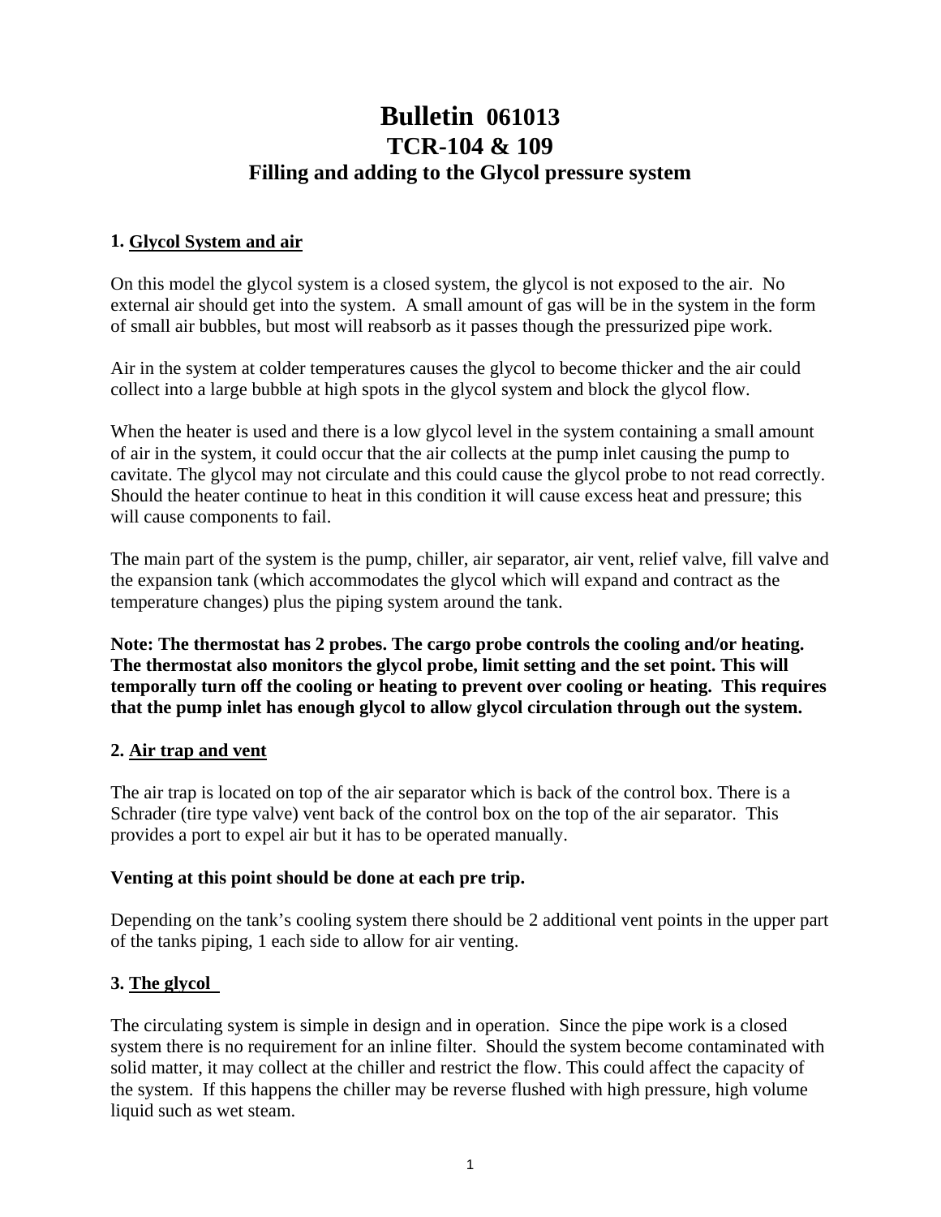# Bulletin 061013
# TCR-104 & 109
## Filling and adding to the Glycol pressure system

### 1. Glycol System and air

On this model the glycol system is a closed system, the glycol is not exposed to the air. No external air should get into the system. A small amount of gas will be in the system in the form of small air bubbles, but most will reabsorb as it passes though the pressurized pipe work.

Air in the system at colder temperatures causes the glycol to become thicker and the air could collect into a large bubble at high spots in the glycol system and block the glycol flow.

When the heater is used and there is a low glycol level in the system containing a small amount of air in the system, it could occur that the air collects at the pump inlet causing the pump to cavitate. The glycol may not circulate and this could cause the glycol probe to not read correctly. Should the heater continue to heat in this condition it will cause excess heat and pressure; this will cause components to fail.

The main part of the system is the pump, chiller, air separator, air vent, relief valve, fill valve and the expansion tank (which accommodates the glycol which will expand and contract as the temperature changes) plus the piping system around the tank.

**Note: The thermostat has 2 probes. The cargo probe controls the cooling and/or heating. The thermostat also monitors the glycol probe, limit setting and the set point. This will temporally turn off the cooling or heating to prevent over cooling or heating. This requires that the pump inlet has enough glycol to allow glycol circulation through out the system.**

### 2. Air trap and vent

The air trap is located on top of the air separator which is back of the control box. There is a Schrader (tire type valve) vent back of the control box on the top of the air separator. This provides a port to expel air but it has to be operated manually.

**Venting at this point should be done at each pre trip.**

Depending on the tank's cooling system there should be 2 additional vent points in the upper part of the tanks piping, 1 each side to allow for air venting.

### 3. The glycol

The circulating system is simple in design and in operation. Since the pipe work is a closed system there is no requirement for an inline filter. Should the system become contaminated with solid matter, it may collect at the chiller and restrict the flow. This could affect the capacity of the system. If this happens the chiller may be reverse flushed with high pressure, high volume liquid such as wet steam.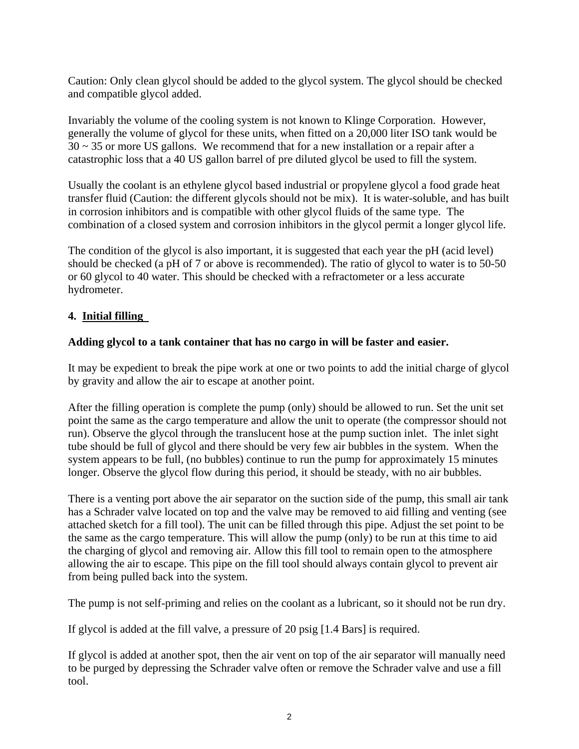Caution: Only clean glycol should be added to the glycol system. The glycol should be checked and compatible glycol added.

Invariably the volume of the cooling system is not known to Klinge Corporation. However, generally the volume of glycol for these units, when fitted on a 20,000 liter ISO tank would be 30 ~ 35 or more US gallons. We recommend that for a new installation or a repair after a catastrophic loss that a 40 US gallon barrel of pre diluted glycol be used to fill the system.

Usually the coolant is an ethylene glycol based industrial or propylene glycol a food grade heat transfer fluid (Caution: the different glycols should not be mix). It is water-soluble, and has built in corrosion inhibitors and is compatible with other glycol fluids of the same type. The combination of a closed system and corrosion inhibitors in the glycol permit a longer glycol life.

The condition of the glycol is also important, it is suggested that each year the pH (acid level) should be checked (a pH of 7 or above is recommended). The ratio of glycol to water is to 50-50 or 60 glycol to 40 water. This should be checked with a refractometer or a less accurate hydrometer.

## 4. <u>Initial filling</u>

**Adding glycol to a tank container that has no cargo in will be faster and easier.**

It may be expedient to break the pipe work at one or two points to add the initial charge of glycol by gravity and allow the air to escape at another point.

After the filling operation is complete the pump (only) should be allowed to run. Set the unit set point the same as the cargo temperature and allow the unit to operate (the compressor should not run). Observe the glycol through the translucent hose at the pump suction inlet. The inlet sight tube should be full of glycol and there should be very few air bubbles in the system. When the system appears to be full, (no bubbles) continue to run the pump for approximately 15 minutes longer. Observe the glycol flow during this period, it should be steady, with no air bubbles.

There is a venting port above the air separator on the suction side of the pump, this small air tank has a Schrader valve located on top and the valve may be removed to aid filling and venting (see attached sketch for a fill tool). The unit can be filled through this pipe. Adjust the set point to be the same as the cargo temperature. This will allow the pump (only) to be run at this time to aid the charging of glycol and removing air. Allow this fill tool to remain open to the atmosphere allowing the air to escape. This pipe on the fill tool should always contain glycol to prevent air from being pulled back into the system.

The pump is not self-priming and relies on the coolant as a lubricant, so it should not be run dry.

If glycol is added at the fill valve, a pressure of 20 psig [1.4 Bars] is required.

If glycol is added at another spot, then the air vent on top of the air separator will manually need to be purged by depressing the Schrader valve often or remove the Schrader valve and use a fill tool.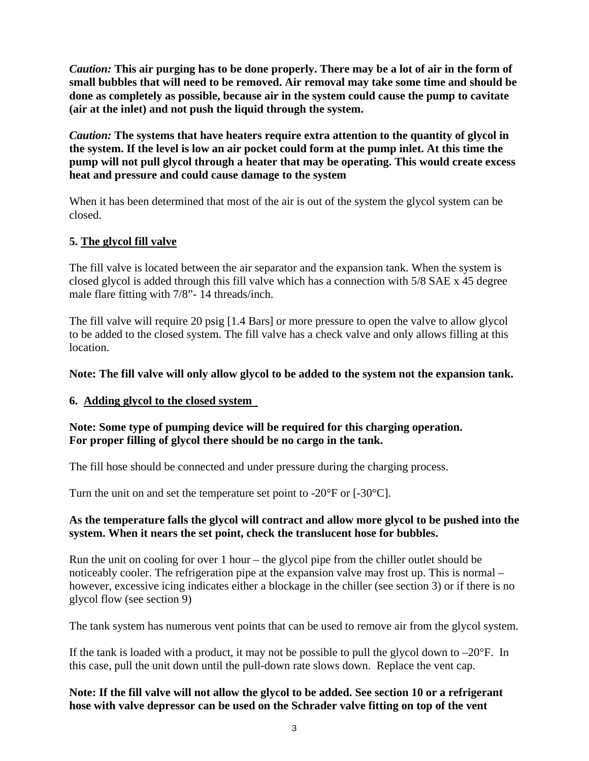*Caution:* **This air purging has to be done properly. There may be a lot of air in the form of small bubbles that will need to be removed. Air removal may take some time and should be done as completely as possible, because air in the system could cause the pump to cavitate (air at the inlet) and not push the liquid through the system.**

*Caution:* **The systems that have heaters require extra attention to the quantity of glycol in the system. If the level is low an air pocket could form at the pump inlet. At this time the pump will not pull glycol through a heater that may be operating. This would create excess heat and pressure and could cause damage to the system**

When it has been determined that most of the air is out of the system the glycol system can be closed.

## 5. The glycol fill valve

The fill valve is located between the air separator and the expansion tank. When the system is closed glycol is added through this fill valve which has a connection with 5/8 SAE x 45 degree male flare fitting with 7/8"- 14 threads/inch.

The fill valve will require 20 psig [1.4 Bars] or more pressure to open the valve to allow glycol to be added to the closed system. The fill valve has a check valve and only allows filling at this location.

**Note: The fill valve will only allow glycol to be added to the system not the expansion tank.**

## 6. Adding glycol to the closed system

**Note: Some type of pumping device will be required for this charging operation.**
**For proper filling of glycol there should be no cargo in the tank.**

The fill hose should be connected and under pressure during the charging process.

Turn the unit on and set the temperature set point to -20°F or [-30°C].

**As the temperature falls the glycol will contract and allow more glycol to be pushed into the system. When it nears the set point, check the translucent hose for bubbles.**

Run the unit on cooling for over 1 hour – the glycol pipe from the chiller outlet should be noticeably cooler. The refrigeration pipe at the expansion valve may frost up. This is normal – however, excessive icing indicates either a blockage in the chiller (see section 3) or if there is no glycol flow (see section 9)

The tank system has numerous vent points that can be used to remove air from the glycol system.

If the tank is loaded with a product, it may not be possible to pull the glycol down to –20°F. In this case, pull the unit down until the pull-down rate slows down. Replace the vent cap.

**Note: If the fill valve will not allow the glycol to be added. See section 10 or a refrigerant hose with valve depressor can be used on the Schrader valve fitting on top of the vent**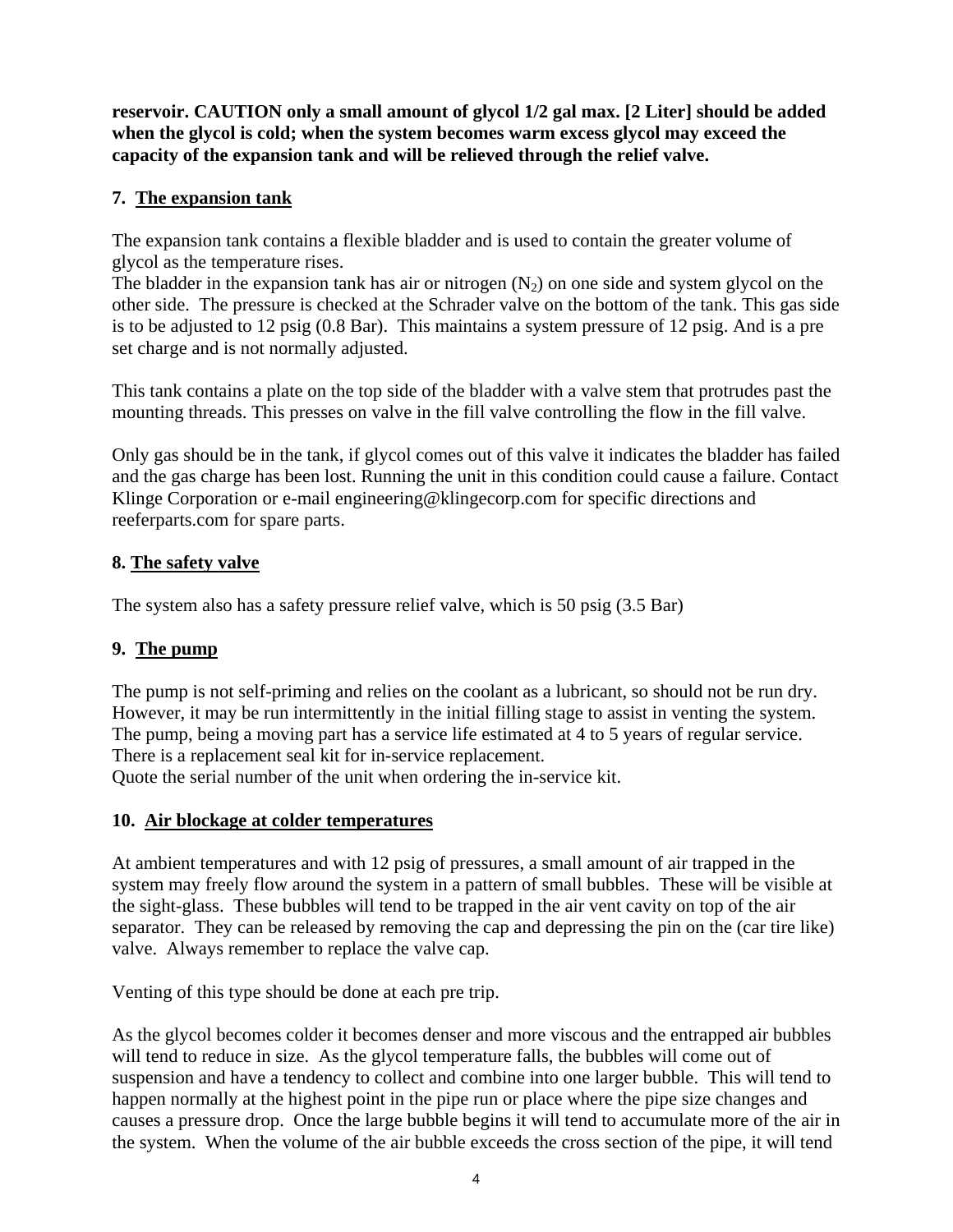**reservoir. CAUTION only a small amount of glycol 1/2 gal max. [2 Liter] should be added when the glycol is cold; when the system becomes warm excess glycol may exceed the capacity of the expansion tank and will be relieved through the relief valve.**

## 7. The expansion tank

The expansion tank contains a flexible bladder and is used to contain the greater volume of glycol as the temperature rises.

The bladder in the expansion tank has air or nitrogen ($N_2$) on one side and system glycol on the other side. The pressure is checked at the Schrader valve on the bottom of the tank. This gas side is to be adjusted to 12 psig (0.8 Bar). This maintains a system pressure of 12 psig. And is a pre set charge and is not normally adjusted.

This tank contains a plate on the top side of the bladder with a valve stem that protrudes past the mounting threads. This presses on valve in the fill valve controlling the flow in the fill valve.

Only gas should be in the tank, if glycol comes out of this valve it indicates the bladder has failed and the gas charge has been lost. Running the unit in this condition could cause a failure. Contact Klinge Corporation or e-mail engineering@klingecorp.com for specific directions and reeferparts.com for spare parts.

## 8. The safety valve

The system also has a safety pressure relief valve, which is 50 psig (3.5 Bar)

## 9. The pump

The pump is not self-priming and relies on the coolant as a lubricant, so should not be run dry. However, it may be run intermittently in the initial filling stage to assist in venting the system. The pump, being a moving part has a service life estimated at 4 to 5 years of regular service. There is a replacement seal kit for in-service replacement.
Quote the serial number of the unit when ordering the in-service kit.

## 10. Air blockage at colder temperatures

At ambient temperatures and with 12 psig of pressures, a small amount of air trapped in the system may freely flow around the system in a pattern of small bubbles. These will be visible at the sight-glass. These bubbles will tend to be trapped in the air vent cavity on top of the air separator. They can be released by removing the cap and depressing the pin on the (car tire like) valve. Always remember to replace the valve cap.

Venting of this type should be done at each pre trip.

As the glycol becomes colder it becomes denser and more viscous and the entrapped air bubbles will tend to reduce in size. As the glycol temperature falls, the bubbles will come out of suspension and have a tendency to collect and combine into one larger bubble. This will tend to happen normally at the highest point in the pipe run or place where the pipe size changes and causes a pressure drop. Once the large bubble begins it will tend to accumulate more of the air in the system. When the volume of the air bubble exceeds the cross section of the pipe, it will tend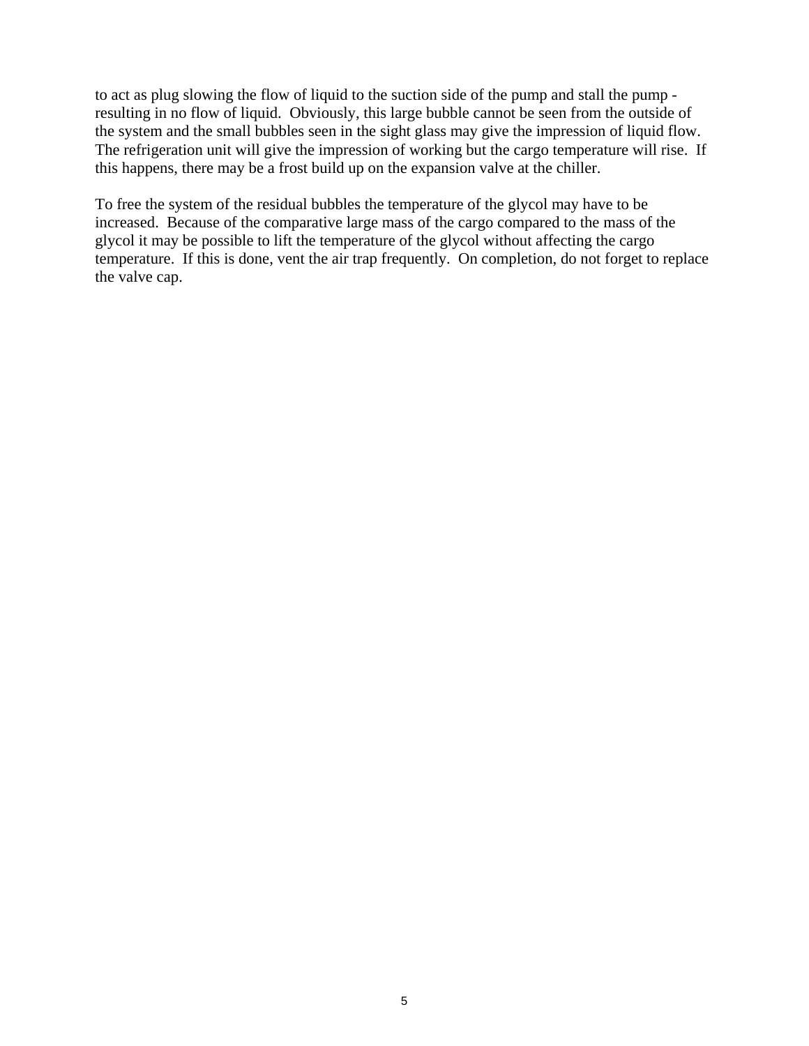to act as plug slowing the flow of liquid to the suction side of the pump and stall the pump - resulting in no flow of liquid. Obviously, this large bubble cannot be seen from the outside of the system and the small bubbles seen in the sight glass may give the impression of liquid flow. The refrigeration unit will give the impression of working but the cargo temperature will rise. If this happens, there may be a frost build up on the expansion valve at the chiller.

To free the system of the residual bubbles the temperature of the glycol may have to be increased. Because of the comparative large mass of the cargo compared to the mass of the glycol it may be possible to lift the temperature of the glycol without affecting the cargo temperature. If this is done, vent the air trap frequently. On completion, do not forget to replace the valve cap.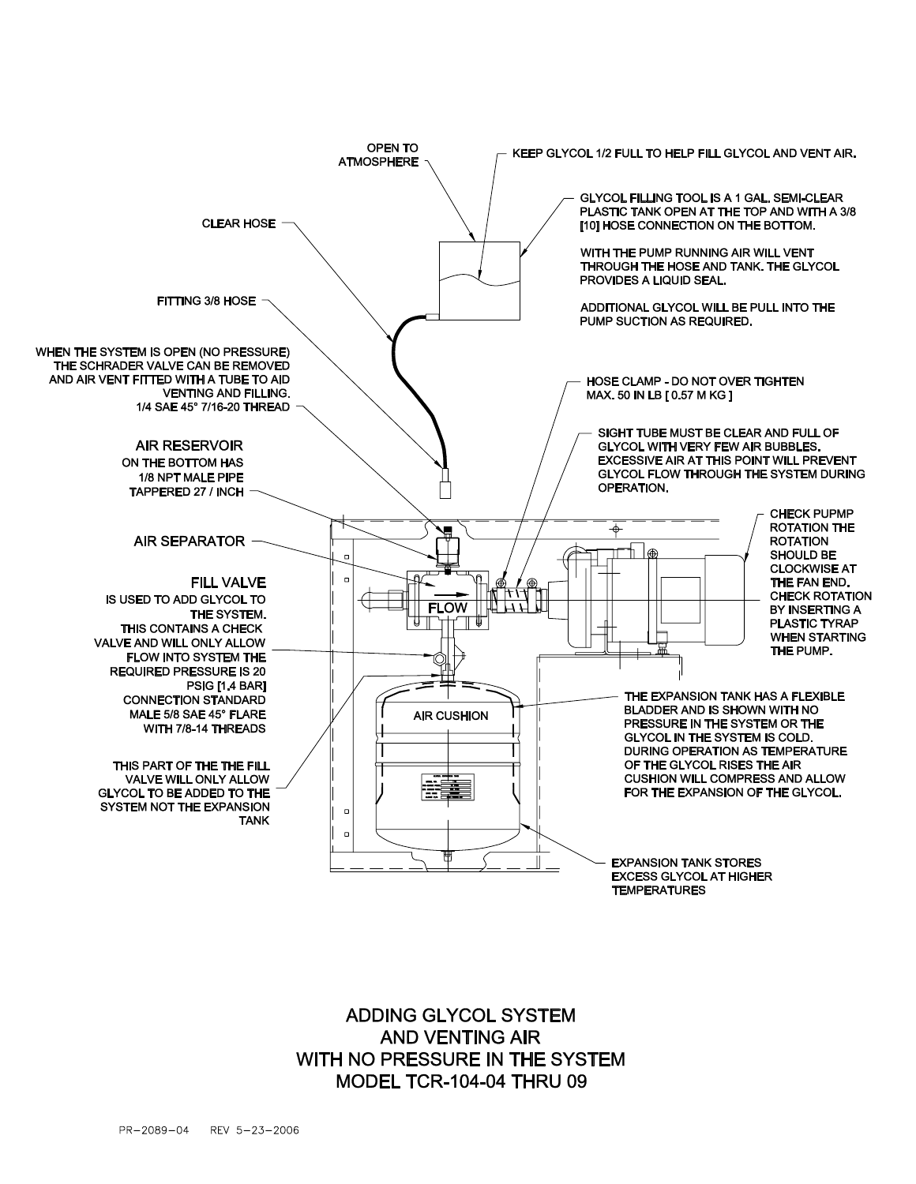OPEN TO ATMOSPHERE

KEEP GLYCOL 1/2 FULL TO HELP FILL GLYCOL AND VENT AIR.

GLYCOL FILLING TOOL IS A 1 GAL. SEMI-CLEAR PLASTIC TANK OPEN AT THE TOP AND WITH A 3/8 [10] HOSE CONNECTION ON THE BOTTOM.

WITH THE PUMP RUNNING AIR WILL VENT THROUGH THE HOSE AND TANK. THE GLYCOL PROVIDES A LIQUID SEAL.

ADDITIONAL GLYCOL WILL BE PULL INTO THE PUMP SUCTION AS REQUIRED.

CLEAR HOSE

FITTING 3/8 HOSE

WHEN THE SYSTEM IS OPEN (NO PRESSURE) THE SCHRADER VALVE CAN BE REMOVED AND AIR VENT FITTED WITH A TUBE TO AID VENTING AND FILLING.
1/4 SAE 45° 7/16-20 THREAD

HOSE CLAMP - DO NOT OVER TIGHTEN
MAX. 50 IN LB [ 0.57 M KG ]

SIGHT TUBE MUST BE CLEAR AND FULL OF GLYCOL WITH VERY FEW AIR BUBBLES. EXCESSIVE AIR AT THIS POINT WILL PREVENT GLYCOL FLOW THROUGH THE SYSTEM DURING OPERATION.

AIR RESERVOIR
ON THE BOTTOM HAS 1/8 NPT MALE PIPE TAPPERED 27 / INCH

AIR SEPARATOR

CHECK PUPMP ROTATION THE ROTATION SHOULD BE CLOCKWISE AT THE FAN END. CHECK ROTATION BY INSERTING A PLASTIC TYRAP WHEN STARTING THE PUMP.

FLOW

FILL VALVE
IS USED TO ADD GLYCOL TO THE SYSTEM.
THIS CONTAINS A CHECK VALVE AND WILL ONLY ALLOW FLOW INTO SYSTEM THE REQUIRED PRESSURE IS 20 PSIG [1.4 BAR]
CONNECTION STANDARD MALE 5/8 SAE 45° FLARE WITH 7/8-14 THREADS

AIR CUSHION

THE EXPANSION TANK HAS A FLEXIBLE BLADDER AND IS SHOWN WITH NO PRESSURE IN THE SYSTEM OR THE GLYCOL IN THE SYSTEM IS COLD. DURING OPERATION AS TEMPERATURE OF THE GLYCOL RISES THE AIR CUSHION WILL COMPRESS AND ALLOW FOR THE EXPANSION OF THE GLYCOL.

THIS PART OF THE THE FILL VALVE WILL ONLY ALLOW GLYCOL TO BE ADDED TO THE SYSTEM NOT THE EXPANSION TANK

EXPANSION TANK STORES EXCESS GLYCOL AT HIGHER TEMPERATURES

ADDING GLYCOL SYSTEM
AND VENTING AIR
WITH NO PRESSURE IN THE SYSTEM
MODEL TCR-104-04 THRU 09

PR-2089-04 REV 5-23-2006